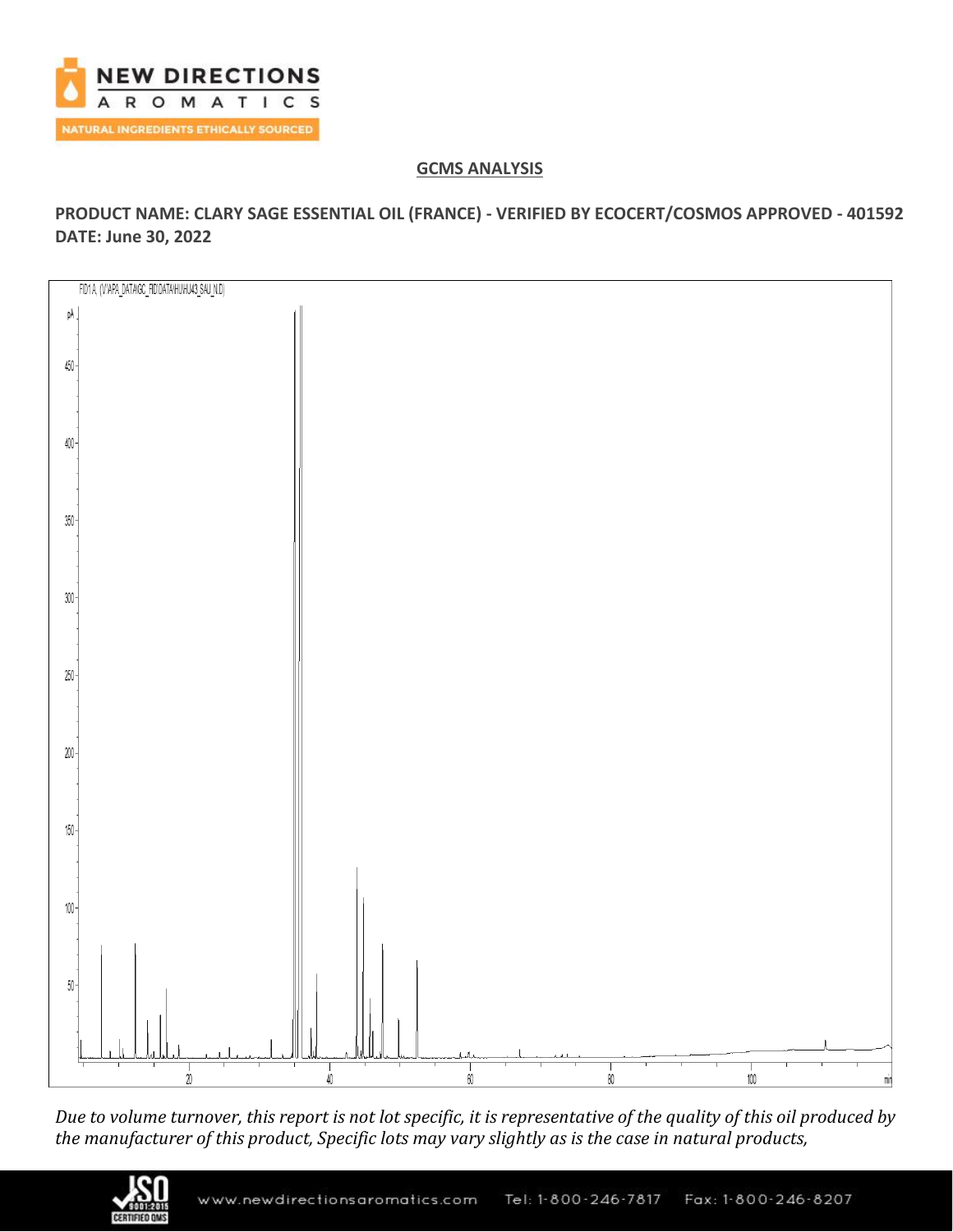## GCMS ANALYSIS

**PRODUCT NAME: CLARY SAGE ESSENTIAL OIL (FRANCE) - VERIFIED BY ECOCERT/COSMOS APPROVED - 401592**
**DATE: June 30, 2022**

*Due to volume turnover, this report is not lot specific, it is representative of the quality of this oil produced by the manufacturer of this product, Specific lots may vary slightly as is the case in natural products,*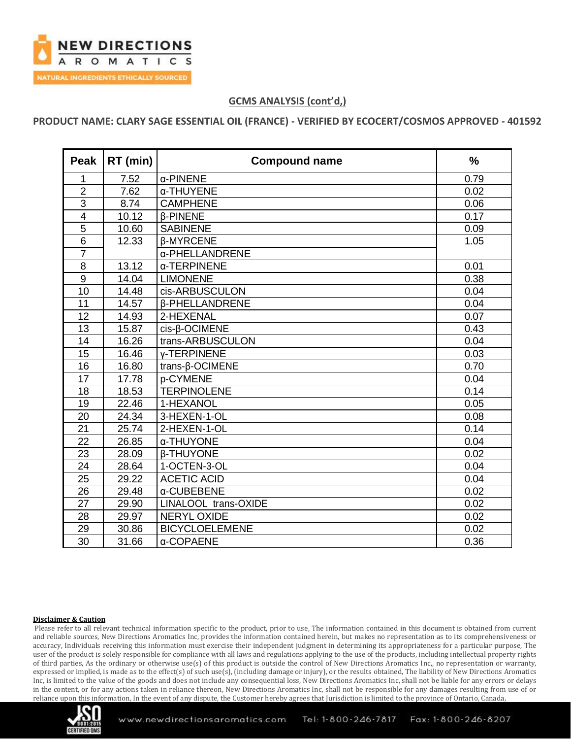## GCMS ANALYSIS (cont'd,)

**PRODUCT NAME: CLARY SAGE ESSENTIAL OIL (FRANCE) - VERIFIED BY ECOCERT/COSMOS APPROVED - 401592**

| Peak | RT (min) | Compound name | % |
|---|---|---|---|
| 1 | 7.52 | α-PINENE | 0.79 |
| 2 | 7.62 | α-THUYENE | 0.02 |
| 3 | 8.74 | CAMPHENE | 0.06 |
| 4 | 10.12 | β-PINENE | 0.17 |
| 5 | 10.60 | SABINENE | 0.09 |
| 6 | 12.33 | β-MYRCENE | 1.05 |
| 7 | | α-PHELLANDRENE | |
| 8 | 13.12 | α-TERPINENE | 0.01 |
| 9 | 14.04 | LIMONENE | 0.38 |
| 10 | 14.48 | cis-ARBUSCULON | 0.04 |
| 11 | 14.57 | β-PHELLANDRENE | 0.04 |
| 12 | 14.93 | 2-HEXENAL | 0.07 |
| 13 | 15.87 | cis-β-OCIMENE | 0.43 |
| 14 | 16.26 | trans-ARBUSCULON | 0.04 |
| 15 | 16.46 | γ-TERPINENE | 0.03 |
| 16 | 16.80 | trans-β-OCIMENE | 0.70 |
| 17 | 17.78 | p-CYMENE | 0.04 |
| 18 | 18.53 | TERPINOLENE | 0.14 |
| 19 | 22.46 | 1-HEXANOL | 0.05 |
| 20 | 24.34 | 3-HEXEN-1-OL | 0.08 |
| 21 | 25.74 | 2-HEXEN-1-OL | 0.14 |
| 22 | 26.85 | α-THUYONE | 0.04 |
| 23 | 28.09 | β-THUYONE | 0.02 |
| 24 | 28.64 | 1-OCTEN-3-OL | 0.04 |
| 25 | 29.22 | ACETIC ACID | 0.04 |
| 26 | 29.48 | α-CUBEBENE | 0.02 |
| 27 | 29.90 | LINALOOL trans-OXIDE | 0.02 |
| 28 | 29.97 | NERYL OXIDE | 0.02 |
| 29 | 30.86 | BICYCLOELEMENE | 0.02 |
| 30 | 31.66 | α-COPAENE | 0.36 |

**Disclaimer & Caution**

Please refer to all relevant technical information specific to the product, prior to use, The information contained in this document is obtained from current and reliable sources, New Directions Aromatics Inc, provides the information contained herein, but makes no representation as to its comprehensiveness or accuracy, Individuals receiving this information must exercise their independent judgment in determining its appropriateness for a particular purpose, The user of the product is solely responsible for compliance with all laws and regulations applying to the use of the products, including intellectual property rights of third parties, As the ordinary or otherwise use(s) of this product is outside the control of New Directions Aromatics Inc,, no representation or warranty, expressed or implied, is made as to the effect(s) of such use(s), (including damage or injury), or the results obtained, The liability of New Directions Aromatics Inc, is limited to the value of the goods and does not include any consequential loss, New Directions Aromatics Inc, shall not be liable for any errors or delays in the content, or for any actions taken in reliance thereon, New Directions Aromatics Inc, shall not be responsible for any damages resulting from use of or reliance upon this information, In the event of any dispute, the Customer hereby agrees that Jurisdiction is limited to the province of Ontario, Canada,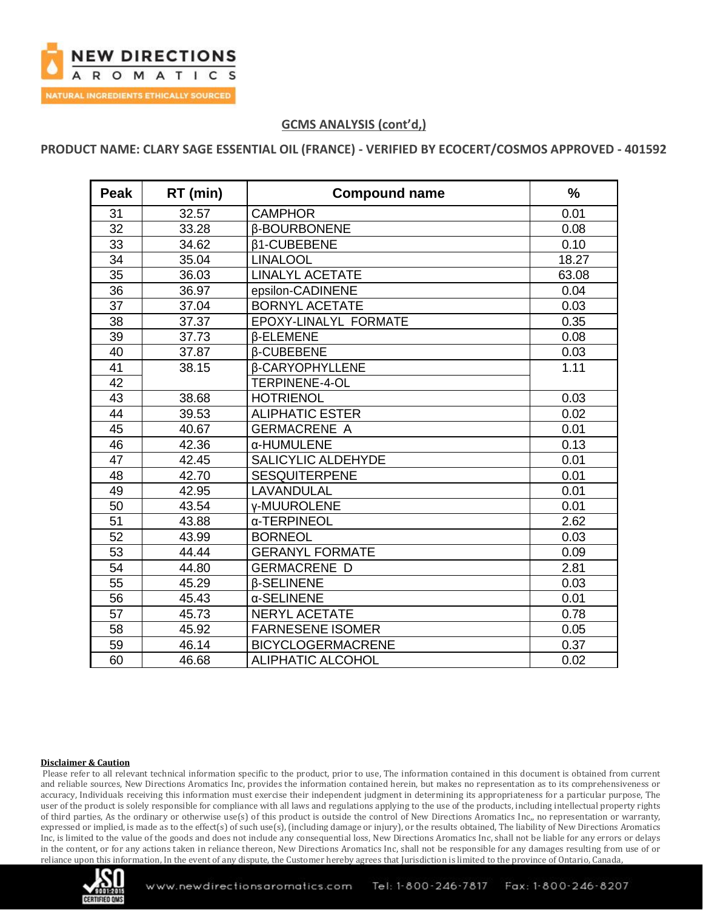## GCMS ANALYSIS (cont'd,)

**PRODUCT NAME: CLARY SAGE ESSENTIAL OIL (FRANCE) - VERIFIED BY ECOCERT/COSMOS APPROVED - 401592**

| Peak | RT (min) | Compound name | % |
|---|---|---|---|
| 31 | 32.57 | CAMPHOR | 0.01 |
| 32 | 33.28 | β-BOURBONENE | 0.08 |
| 33 | 34.62 | β1-CUBEBENE | 0.10 |
| 34 | 35.04 | LINALOOL | 18.27 |
| 35 | 36.03 | LINALYL ACETATE | 63.08 |
| 36 | 36.97 | epsilon-CADINENE | 0.04 |
| 37 | 37.04 | BORNYL ACETATE | 0.03 |
| 38 | 37.37 | EPOXY-LINALYL FORMATE | 0.35 |
| 39 | 37.73 | β-ELEMENE | 0.08 |
| 40 | 37.87 | β-CUBEBENE | 0.03 |
| 41 | 38.15 | β-CARYOPHYLLENE | 1.11 |
| 42 | | TERPINENE-4-OL | |
| 43 | 38.68 | HOTRIENOL | 0.03 |
| 44 | 39.53 | ALIPHATIC ESTER | 0.02 |
| 45 | 40.67 | GERMACRENE A | 0.01 |
| 46 | 42.36 | α-HUMULENE | 0.13 |
| 47 | 42.45 | SALICYLIC ALDEHYDE | 0.01 |
| 48 | 42.70 | SESQUITERPENE | 0.01 |
| 49 | 42.95 | LAVANDULAL | 0.01 |
| 50 | 43.54 | γ-MUUROLENE | 0.01 |
| 51 | 43.88 | α-TERPINEOL | 2.62 |
| 52 | 43.99 | BORNEOL | 0.03 |
| 53 | 44.44 | GERANYL FORMATE | 0.09 |
| 54 | 44.80 | GERMACRENE D | 2.81 |
| 55 | 45.29 | β-SELINENE | 0.03 |
| 56 | 45.43 | α-SELINENE | 0.01 |
| 57 | 45.73 | NERYL ACETATE | 0.78 |
| 58 | 45.92 | FARNESENE ISOMER | 0.05 |
| 59 | 46.14 | BICYCLOGERMACRENE | 0.37 |
| 60 | 46.68 | ALIPHATIC ALCOHOL | 0.02 |

**Disclaimer & Caution**

Please refer to all relevant technical information specific to the product, prior to use, The information contained in this document is obtained from current and reliable sources, New Directions Aromatics Inc, provides the information contained herein, but makes no representation as to its comprehensiveness or accuracy, Individuals receiving this information must exercise their independent judgment in determining its appropriateness for a particular purpose, The user of the product is solely responsible for compliance with all laws and regulations applying to the use of the products, including intellectual property rights of third parties, As the ordinary or otherwise use(s) of this product is outside the control of New Directions Aromatics Inc,, no representation or warranty, expressed or implied, is made as to the effect(s) of such use(s), (including damage or injury), or the results obtained, The liability of New Directions Aromatics Inc, is limited to the value of the goods and does not include any consequential loss, New Directions Aromatics Inc, shall not be liable for any errors or delays in the content, or for any actions taken in reliance thereon, New Directions Aromatics Inc, shall not be responsible for any damages resulting from use of or reliance upon this information, In the event of any dispute, the Customer hereby agrees that Jurisdiction is limited to the province of Ontario, Canada,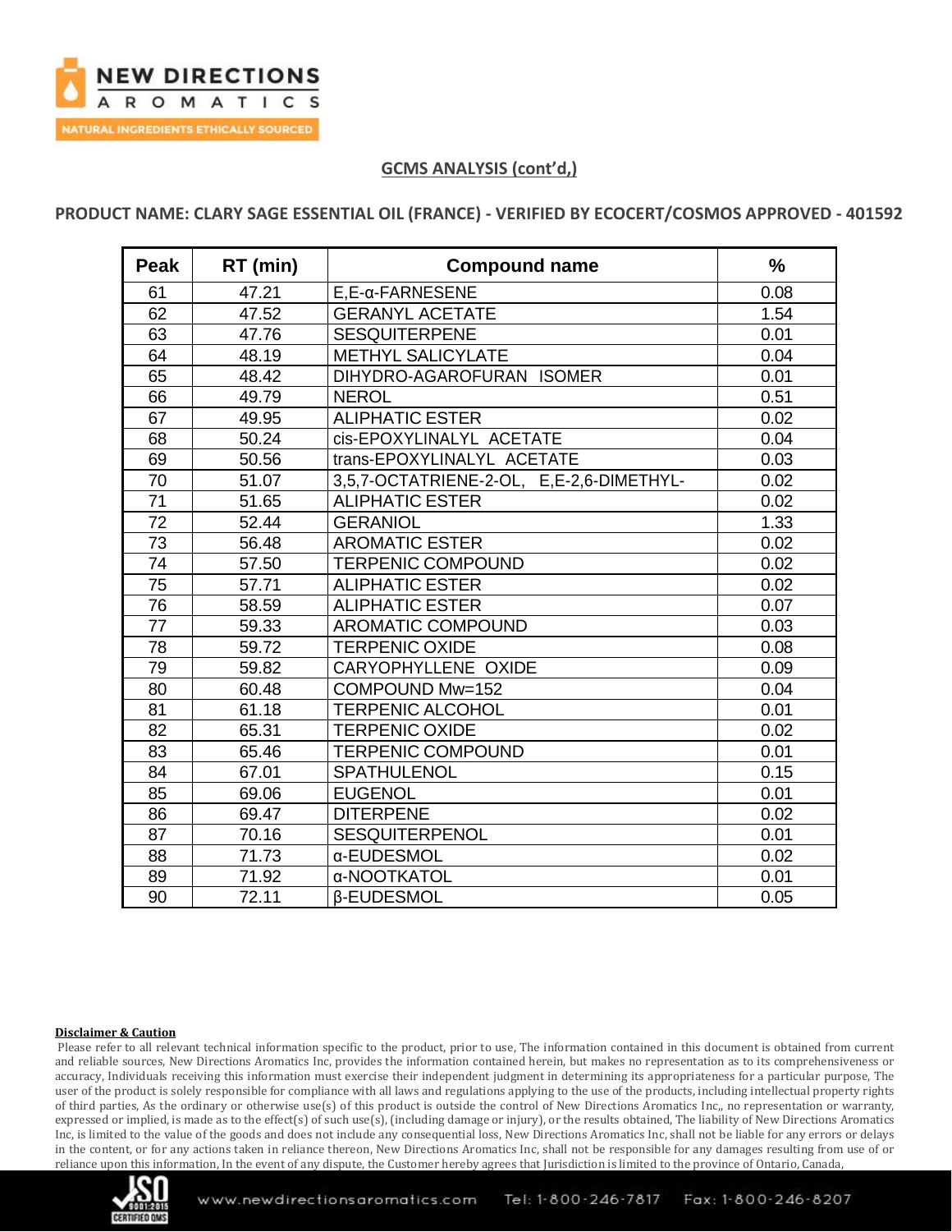## GCMS ANALYSIS (cont'd,)

**PRODUCT NAME: CLARY SAGE ESSENTIAL OIL (FRANCE) - VERIFIED BY ECOCERT/COSMOS APPROVED - 401592**

| Peak | RT (min) | Compound name | % |
|---|---|---|---|
| 61 | 47.21 | E,E-α-FARNESENE | 0.08 |
| 62 | 47.52 | GERANYL ACETATE | 1.54 |
| 63 | 47.76 | SESQUITERPENE | 0.01 |
| 64 | 48.19 | METHYL SALICYLATE | 0.04 |
| 65 | 48.42 | DIHYDRO-AGAROFURAN ISOMER | 0.01 |
| 66 | 49.79 | NEROL | 0.51 |
| 67 | 49.95 | ALIPHATIC ESTER | 0.02 |
| 68 | 50.24 | cis-EPOXYLINALYL ACETATE | 0.04 |
| 69 | 50.56 | trans-EPOXYLINALYL ACETATE | 0.03 |
| 70 | 51.07 | 3,5,7-OCTATRIENE-2-OL, E,E-2,6-DIMETHYL- | 0.02 |
| 71 | 51.65 | ALIPHATIC ESTER | 0.02 |
| 72 | 52.44 | GERANIOL | 1.33 |
| 73 | 56.48 | AROMATIC ESTER | 0.02 |
| 74 | 57.50 | TERPENIC COMPOUND | 0.02 |
| 75 | 57.71 | ALIPHATIC ESTER | 0.02 |
| 76 | 58.59 | ALIPHATIC ESTER | 0.07 |
| 77 | 59.33 | AROMATIC COMPOUND | 0.03 |
| 78 | 59.72 | TERPENIC OXIDE | 0.08 |
| 79 | 59.82 | CARYOPHYLLENE OXIDE | 0.09 |
| 80 | 60.48 | COMPOUND Mw=152 | 0.04 |
| 81 | 61.18 | TERPENIC ALCOHOL | 0.01 |
| 82 | 65.31 | TERPENIC OXIDE | 0.02 |
| 83 | 65.46 | TERPENIC COMPOUND | 0.01 |
| 84 | 67.01 | SPATHULENOL | 0.15 |
| 85 | 69.06 | EUGENOL | 0.01 |
| 86 | 69.47 | DITERPENE | 0.02 |
| 87 | 70.16 | SESQUITERPENOL | 0.01 |
| 88 | 71.73 | α-EUDESMOL | 0.02 |
| 89 | 71.92 | α-NOOTKATOL | 0.01 |
| 90 | 72.11 | β-EUDESMOL | 0.05 |

**Disclaimer & Caution**

Please refer to all relevant technical information specific to the product, prior to use, The information contained in this document is obtained from current and reliable sources, New Directions Aromatics Inc, provides the information contained herein, but makes no representation as to its comprehensiveness or accuracy, Individuals receiving this information must exercise their independent judgment in determining its appropriateness for a particular purpose, The user of the product is solely responsible for compliance with all laws and regulations applying to the use of the products, including intellectual property rights of third parties, As the ordinary or otherwise use(s) of this product is outside the control of New Directions Aromatics Inc,, no representation or warranty, expressed or implied, is made as to the effect(s) of such use(s), (including damage or injury), or the results obtained, The liability of New Directions Aromatics Inc, is limited to the value of the goods and does not include any consequential loss, New Directions Aromatics Inc, shall not be liable for any errors or delays in the content, or for any actions taken in reliance thereon, New Directions Aromatics Inc, shall not be responsible for any damages resulting from use of or reliance upon this information, In the event of any dispute, the Customer hereby agrees that Jurisdiction is limited to the province of Ontario, Canada,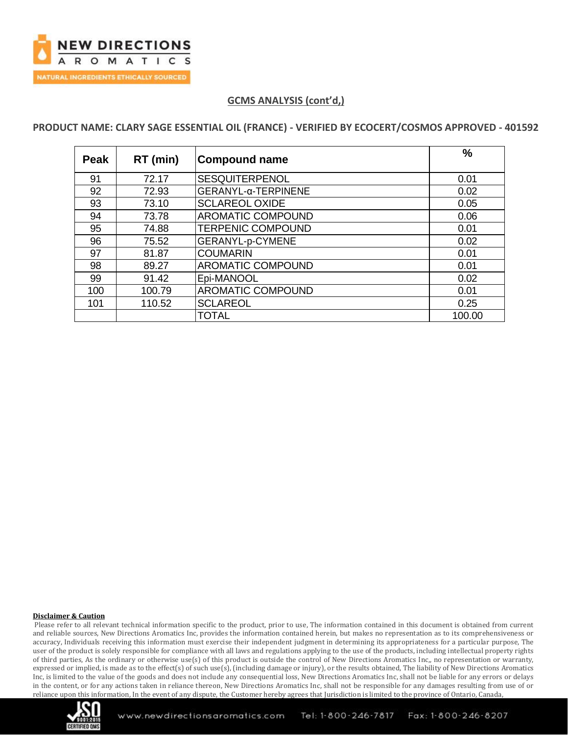## GCMS ANALYSIS (cont'd,)

**PRODUCT NAME: CLARY SAGE ESSENTIAL OIL (FRANCE) - VERIFIED BY ECOCERT/COSMOS APPROVED - 401592**

| Peak | RT (min) | Compound name | % |
|---|---|---|---|
| 91 | 72.17 | SESQUITERPENOL | 0.01 |
| 92 | 72.93 | GERANYL-α-TERPINENE | 0.02 |
| 93 | 73.10 | SCLAREOL OXIDE | 0.05 |
| 94 | 73.78 | AROMATIC COMPOUND | 0.06 |
| 95 | 74.88 | TERPENIC COMPOUND | 0.01 |
| 96 | 75.52 | GERANYL-p-CYMENE | 0.02 |
| 97 | 81.87 | COUMARIN | 0.01 |
| 98 | 89.27 | AROMATIC COMPOUND | 0.01 |
| 99 | 91.42 | Epi-MANOOL | 0.02 |
| 100 | 100.79 | AROMATIC COMPOUND | 0.01 |
| 101 | 110.52 | SCLAREOL | 0.25 |
| | | TOTAL | 100.00 |

**Disclaimer & Caution**

Please refer to all relevant technical information specific to the product, prior to use, The information contained in this document is obtained from current and reliable sources, New Directions Aromatics Inc, provides the information contained herein, but makes no representation as to its comprehensiveness or accuracy, Individuals receiving this information must exercise their independent judgment in determining its appropriateness for a particular purpose, The user of the product is solely responsible for compliance with all laws and regulations applying to the use of the products, including intellectual property rights of third parties, As the ordinary or otherwise use(s) of this product is outside the control of New Directions Aromatics Inc,, no representation or warranty, expressed or implied, is made as to the effect(s) of such use(s), (including damage or injury), or the results obtained, The liability of New Directions Aromatics Inc, is limited to the value of the goods and does not include any consequential loss, New Directions Aromatics Inc, shall not be liable for any errors or delays in the content, or for any actions taken in reliance thereon, New Directions Aromatics Inc, shall not be responsible for any damages resulting from use of or reliance upon this information, In the event of any dispute, the Customer hereby agrees that Jurisdiction is limited to the province of Ontario, Canada,